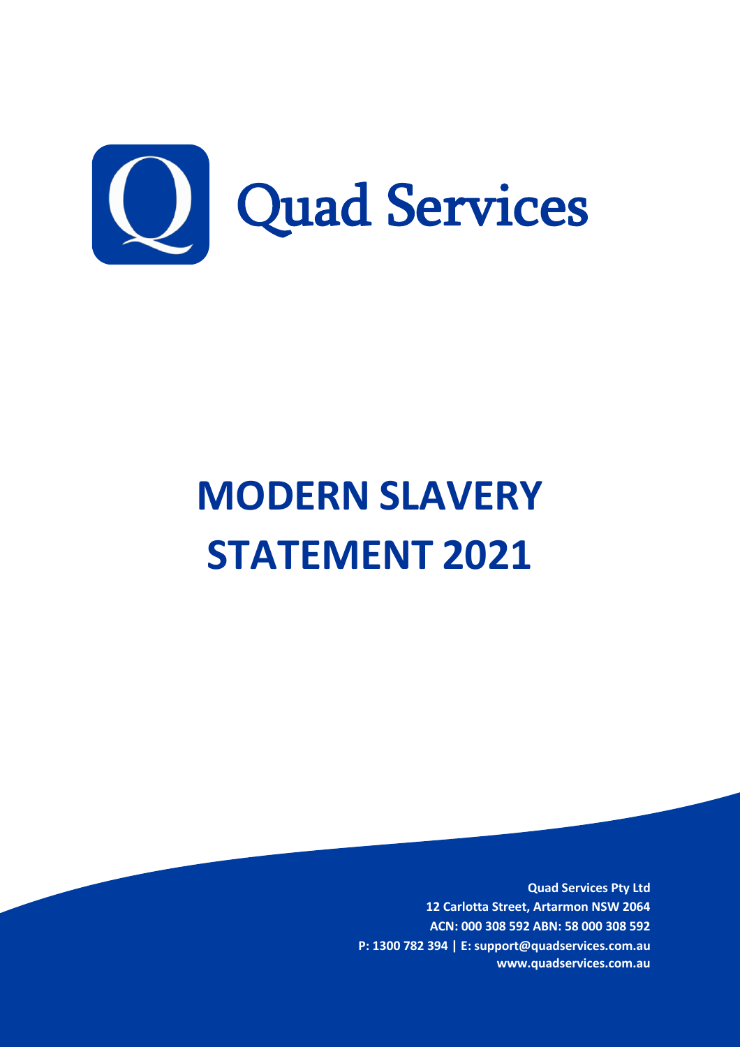Quad Services

# MODERN SLAVERY STATEMENT 2021

**Quad Services Pty Ltd**
**12 Carlotta Street, Artarmon NSW 2064**
**ACN: 000 308 592 ABN: 58 000 308 592**
**P: 1300 782 394 | E: support@quadservices.com.au**
**www.quadservices.com.au**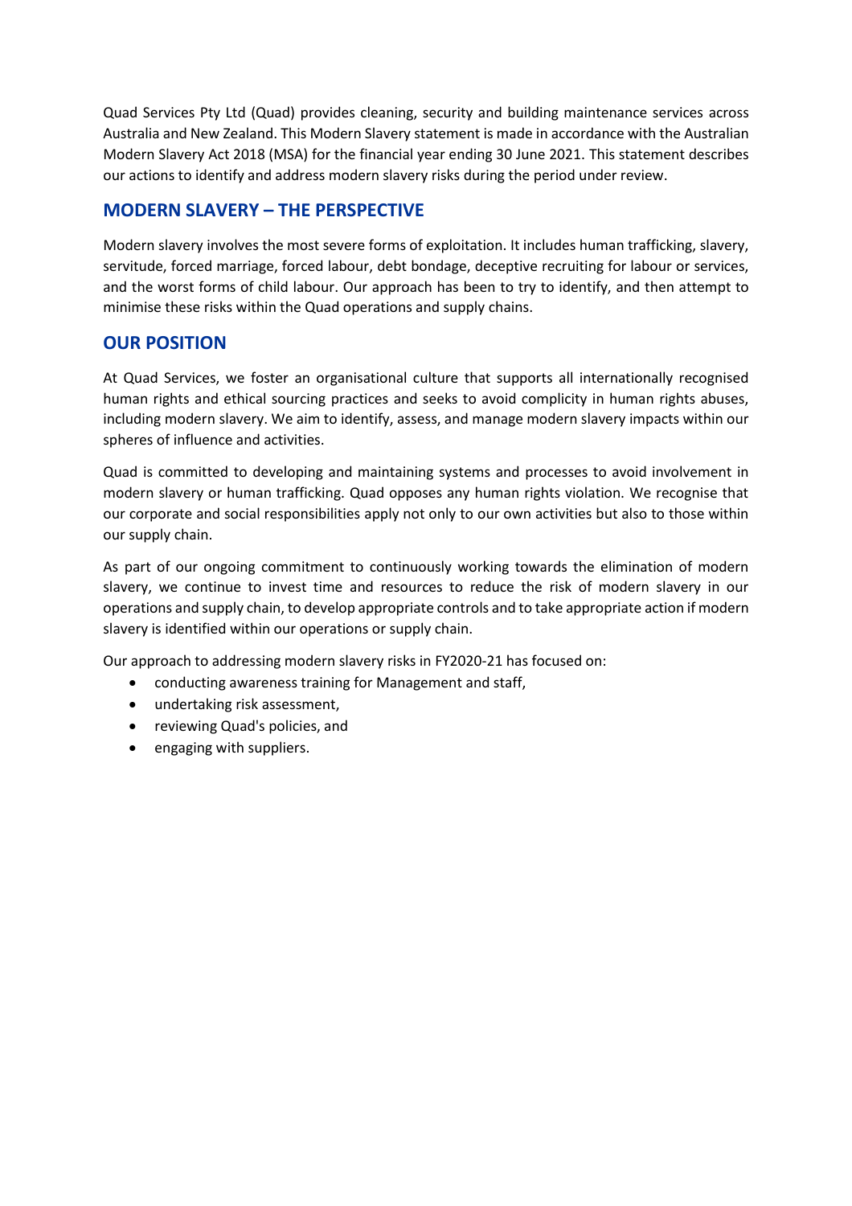Quad Services Pty Ltd (Quad) provides cleaning, security and building maintenance services across Australia and New Zealand. This Modern Slavery statement is made in accordance with the Australian Modern Slavery Act 2018 (MSA) for the financial year ending 30 June 2021. This statement describes our actions to identify and address modern slavery risks during the period under review.

## MODERN SLAVERY – THE PERSPECTIVE

Modern slavery involves the most severe forms of exploitation. It includes human trafficking, slavery, servitude, forced marriage, forced labour, debt bondage, deceptive recruiting for labour or services, and the worst forms of child labour. Our approach has been to try to identify, and then attempt to minimise these risks within the Quad operations and supply chains.

## OUR POSITION

At Quad Services, we foster an organisational culture that supports all internationally recognised human rights and ethical sourcing practices and seeks to avoid complicity in human rights abuses, including modern slavery. We aim to identify, assess, and manage modern slavery impacts within our spheres of influence and activities.

Quad is committed to developing and maintaining systems and processes to avoid involvement in modern slavery or human trafficking. Quad opposes any human rights violation. We recognise that our corporate and social responsibilities apply not only to our own activities but also to those within our supply chain.

As part of our ongoing commitment to continuously working towards the elimination of modern slavery, we continue to invest time and resources to reduce the risk of modern slavery in our operations and supply chain, to develop appropriate controls and to take appropriate action if modern slavery is identified within our operations or supply chain.

Our approach to addressing modern slavery risks in FY2020-21 has focused on:

- conducting awareness training for Management and staff,
- undertaking risk assessment,
- reviewing Quad's policies, and
- engaging with suppliers.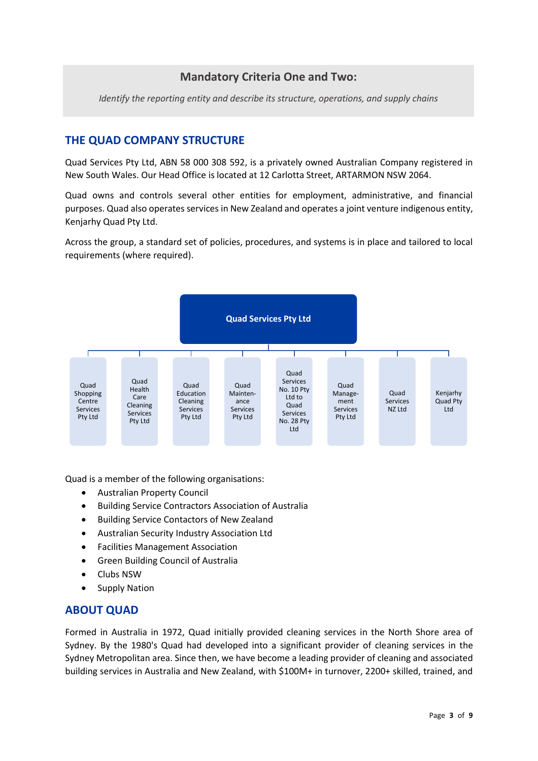## Mandatory Criteria One and Two:

*Identify the reporting entity and describe its structure, operations, and supply chains*

## THE QUAD COMPANY STRUCTURE

Quad Services Pty Ltd, ABN 58 000 308 592, is a privately owned Australian Company registered in New South Wales. Our Head Office is located at 12 Carlotta Street, ARTARMON NSW 2064.

Quad owns and controls several other entities for employment, administrative, and financial purposes. Quad also operates services in New Zealand and operates a joint venture indigenous entity, Kenjarhy Quad Pty Ltd.

Across the group, a standard set of policies, procedures, and systems is in place and tailored to local requirements (where required).

**Quad Services Pty Ltd**

- Quad Shopping Centre Services Pty Ltd
- Quad Health Care Cleaning Services Pty Ltd
- Quad Education Cleaning Services Pty Ltd
- Quad Maintenance Services Pty Ltd
- Quad Services No. 10 Pty Ltd to Quad Services No. 28 Pty Ltd
- Quad Management Services Pty Ltd
- Quad Services NZ Ltd
- Kenjarhy Quad Pty Ltd

Quad is a member of the following organisations:

- Australian Property Council
- Building Service Contractors Association of Australia
- Building Service Contactors of New Zealand
- Australian Security Industry Association Ltd
- Facilities Management Association
- Green Building Council of Australia
- Clubs NSW
- Supply Nation

## ABOUT QUAD

Formed in Australia in 1972, Quad initially provided cleaning services in the North Shore area of Sydney. By the 1980's Quad had developed into a significant provider of cleaning services in the Sydney Metropolitan area. Since then, we have become a leading provider of cleaning and associated building services in Australia and New Zealand, with $100M+ in turnover, 2200+ skilled, trained, and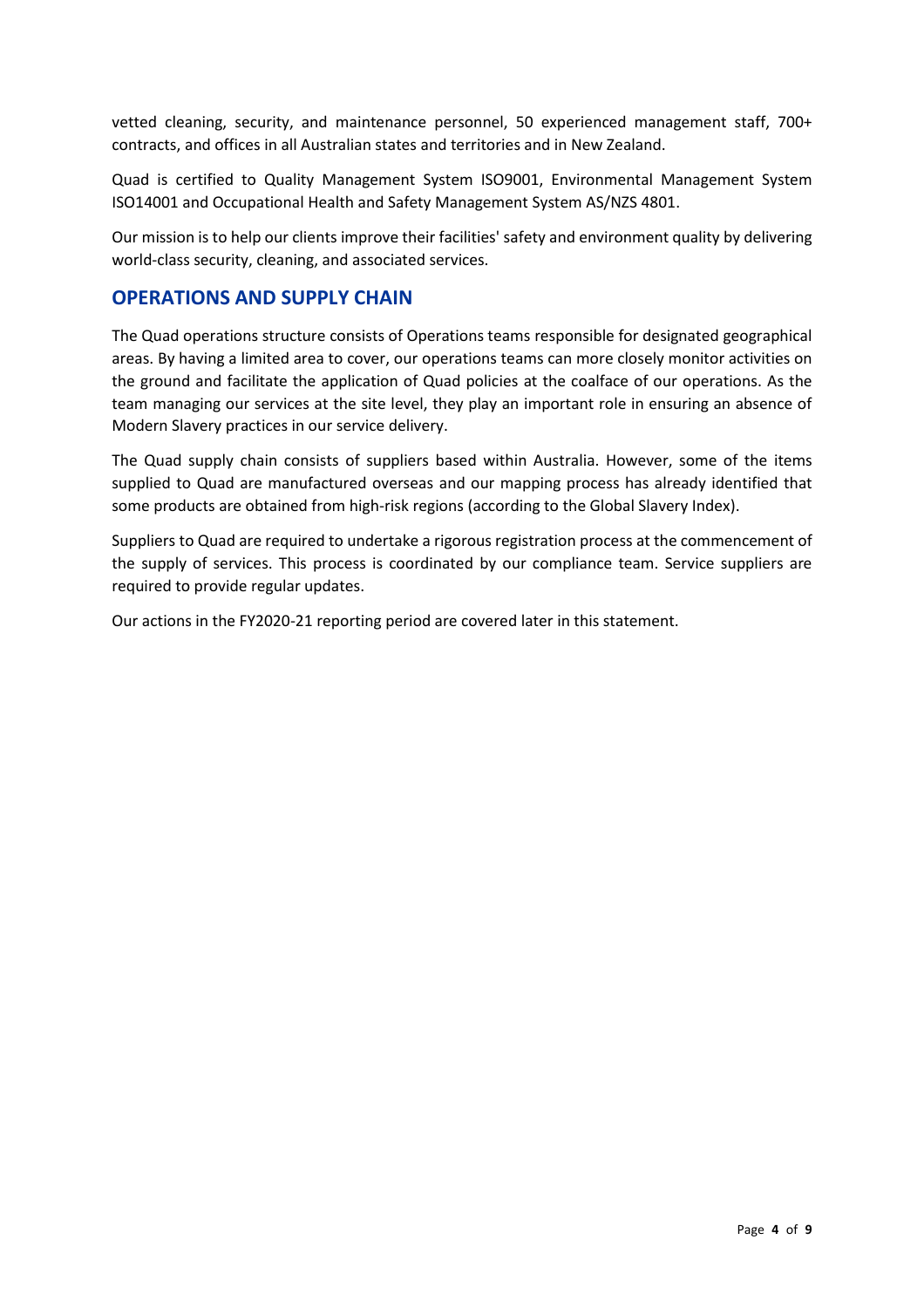vetted cleaning, security, and maintenance personnel, 50 experienced management staff, 700+ contracts, and offices in all Australian states and territories and in New Zealand.

Quad is certified to Quality Management System ISO9001, Environmental Management System ISO14001 and Occupational Health and Safety Management System AS/NZS 4801.

Our mission is to help our clients improve their facilities' safety and environment quality by delivering world-class security, cleaning, and associated services.

## OPERATIONS AND SUPPLY CHAIN

The Quad operations structure consists of Operations teams responsible for designated geographical areas. By having a limited area to cover, our operations teams can more closely monitor activities on the ground and facilitate the application of Quad policies at the coalface of our operations. As the team managing our services at the site level, they play an important role in ensuring an absence of Modern Slavery practices in our service delivery.

The Quad supply chain consists of suppliers based within Australia. However, some of the items supplied to Quad are manufactured overseas and our mapping process has already identified that some products are obtained from high-risk regions (according to the Global Slavery Index).

Suppliers to Quad are required to undertake a rigorous registration process at the commencement of the supply of services. This process is coordinated by our compliance team. Service suppliers are required to provide regular updates.

Our actions in the FY2020-21 reporting period are covered later in this statement.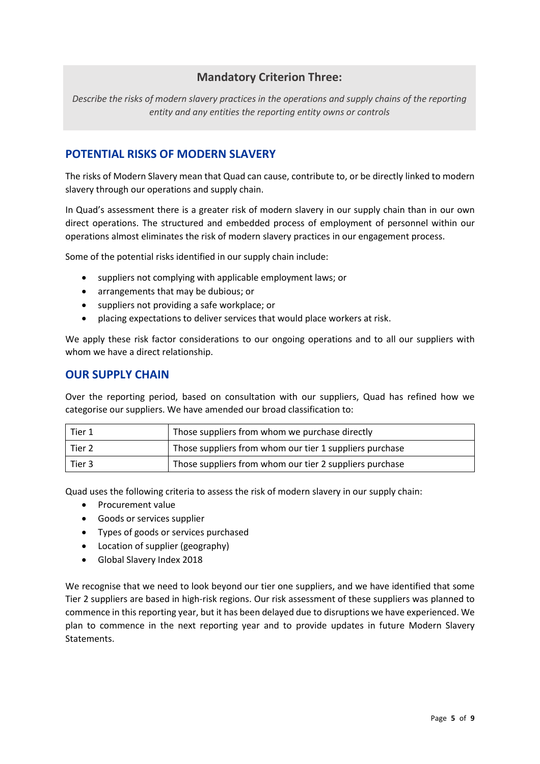## Mandatory Criterion Three:

*Describe the risks of modern slavery practices in the operations and supply chains of the reporting entity and any entities the reporting entity owns or controls*

## POTENTIAL RISKS OF MODERN SLAVERY

The risks of Modern Slavery mean that Quad can cause, contribute to, or be directly linked to modern slavery through our operations and supply chain.

In Quad's assessment there is a greater risk of modern slavery in our supply chain than in our own direct operations. The structured and embedded process of employment of personnel within our operations almost eliminates the risk of modern slavery practices in our engagement process.

Some of the potential risks identified in our supply chain include:

- suppliers not complying with applicable employment laws; or
- arrangements that may be dubious; or
- suppliers not providing a safe workplace; or
- placing expectations to deliver services that would place workers at risk.

We apply these risk factor considerations to our ongoing operations and to all our suppliers with whom we have a direct relationship.

## OUR SUPPLY CHAIN

Over the reporting period, based on consultation with our suppliers, Quad has refined how we categorise our suppliers. We have amended our broad classification to:

| | |
|---|---|
| Tier 1 | Those suppliers from whom we purchase directly |
| Tier 2 | Those suppliers from whom our tier 1 suppliers purchase |
| Tier 3 | Those suppliers from whom our tier 2 suppliers purchase |

Quad uses the following criteria to assess the risk of modern slavery in our supply chain:

- Procurement value
- Goods or services supplier
- Types of goods or services purchased
- Location of supplier (geography)
- Global Slavery Index 2018

We recognise that we need to look beyond our tier one suppliers, and we have identified that some Tier 2 suppliers are based in high-risk regions. Our risk assessment of these suppliers was planned to commence in this reporting year, but it has been delayed due to disruptions we have experienced. We plan to commence in the next reporting year and to provide updates in future Modern Slavery Statements.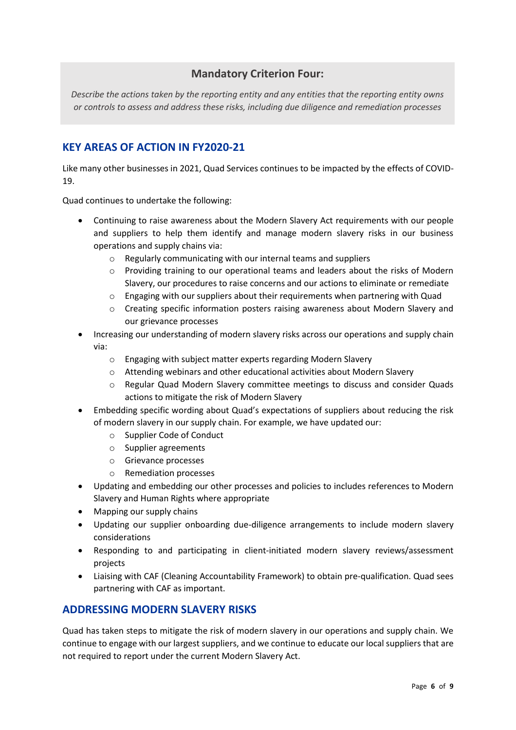### Mandatory Criterion Four:

*Describe the actions taken by the reporting entity and any entities that the reporting entity owns or controls to assess and address these risks, including due diligence and remediation processes*

## KEY AREAS OF ACTION IN FY2020-21

Like many other businesses in 2021, Quad Services continues to be impacted by the effects of COVID-19.

Quad continues to undertake the following:

- Continuing to raise awareness about the Modern Slavery Act requirements with our people and suppliers to help them identify and manage modern slavery risks in our business operations and supply chains via:
  - Regularly communicating with our internal teams and suppliers
  - Providing training to our operational teams and leaders about the risks of Modern Slavery, our procedures to raise concerns and our actions to eliminate or remediate
  - Engaging with our suppliers about their requirements when partnering with Quad
  - Creating specific information posters raising awareness about Modern Slavery and our grievance processes
- Increasing our understanding of modern slavery risks across our operations and supply chain via:
  - Engaging with subject matter experts regarding Modern Slavery
  - Attending webinars and other educational activities about Modern Slavery
  - Regular Quad Modern Slavery committee meetings to discuss and consider Quads actions to mitigate the risk of Modern Slavery
- Embedding specific wording about Quad's expectations of suppliers about reducing the risk of modern slavery in our supply chain. For example, we have updated our:
  - Supplier Code of Conduct
  - Supplier agreements
  - Grievance processes
  - Remediation processes
- Updating and embedding our other processes and policies to includes references to Modern Slavery and Human Rights where appropriate
- Mapping our supply chains
- Updating our supplier onboarding due-diligence arrangements to include modern slavery considerations
- Responding to and participating in client-initiated modern slavery reviews/assessment projects
- Liaising with CAF (Cleaning Accountability Framework) to obtain pre-qualification. Quad sees partnering with CAF as important.

## ADDRESSING MODERN SLAVERY RISKS

Quad has taken steps to mitigate the risk of modern slavery in our operations and supply chain. We continue to engage with our largest suppliers, and we continue to educate our local suppliers that are not required to report under the current Modern Slavery Act.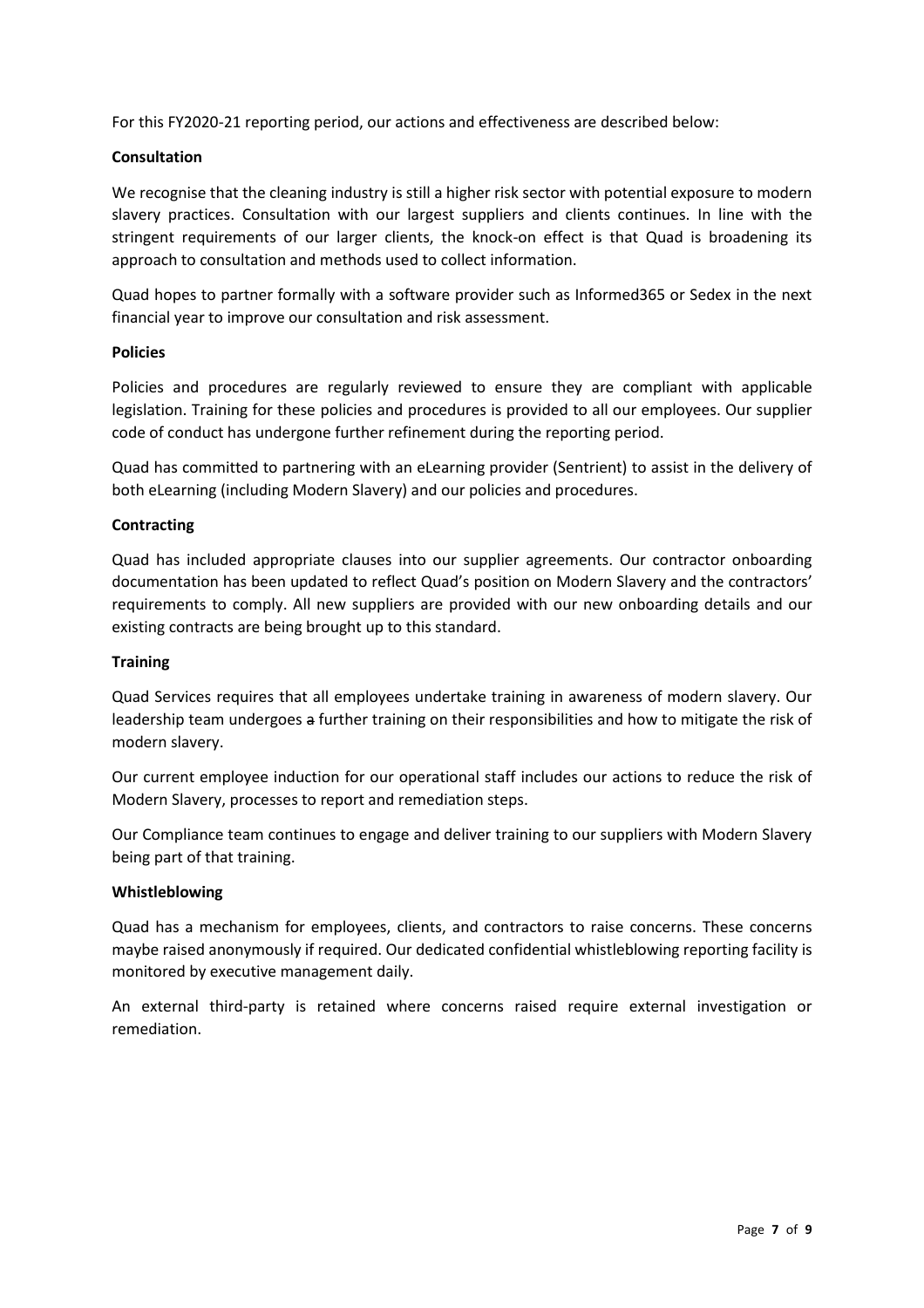For this FY2020-21 reporting period, our actions and effectiveness are described below:

**Consultation**

We recognise that the cleaning industry is still a higher risk sector with potential exposure to modern slavery practices. Consultation with our largest suppliers and clients continues. In line with the stringent requirements of our larger clients, the knock-on effect is that Quad is broadening its approach to consultation and methods used to collect information.

Quad hopes to partner formally with a software provider such as Informed365 or Sedex in the next financial year to improve our consultation and risk assessment.

**Policies**

Policies and procedures are regularly reviewed to ensure they are compliant with applicable legislation. Training for these policies and procedures is provided to all our employees. Our supplier code of conduct has undergone further refinement during the reporting period.

Quad has committed to partnering with an eLearning provider (Sentrient) to assist in the delivery of both eLearning (including Modern Slavery) and our policies and procedures.

**Contracting**

Quad has included appropriate clauses into our supplier agreements. Our contractor onboarding documentation has been updated to reflect Quad's position on Modern Slavery and the contractors' requirements to comply. All new suppliers are provided with our new onboarding details and our existing contracts are being brought up to this standard.

**Training**

Quad Services requires that all employees undertake training in awareness of modern slavery. Our leadership team undergoes ~~a~~ further training on their responsibilities and how to mitigate the risk of modern slavery.

Our current employee induction for our operational staff includes our actions to reduce the risk of Modern Slavery, processes to report and remediation steps.

Our Compliance team continues to engage and deliver training to our suppliers with Modern Slavery being part of that training.

**Whistleblowing**

Quad has a mechanism for employees, clients, and contractors to raise concerns. These concerns maybe raised anonymously if required. Our dedicated confidential whistleblowing reporting facility is monitored by executive management daily.

An external third-party is retained where concerns raised require external investigation or remediation.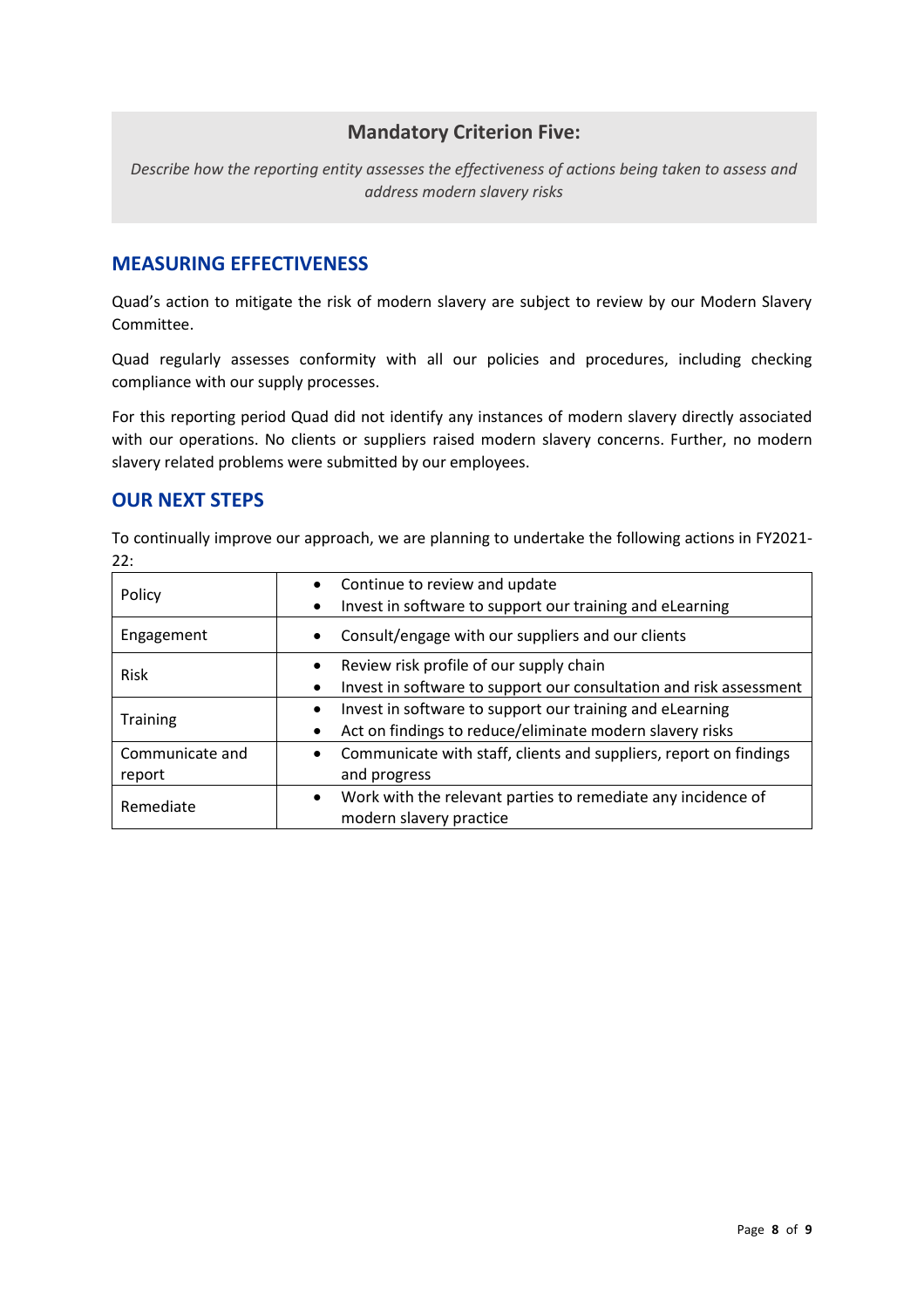## Mandatory Criterion Five:

*Describe how the reporting entity assesses the effectiveness of actions being taken to assess and address modern slavery risks*

## MEASURING EFFECTIVENESS

Quad's action to mitigate the risk of modern slavery are subject to review by our Modern Slavery Committee.

Quad regularly assesses conformity with all our policies and procedures, including checking compliance with our supply processes.

For this reporting period Quad did not identify any instances of modern slavery directly associated with our operations. No clients or suppliers raised modern slavery concerns. Further, no modern slavery related problems were submitted by our employees.

## OUR NEXT STEPS

To continually improve our approach, we are planning to undertake the following actions in FY2021-22:

| | |
|---|---|
| Policy | • Continue to review and update<br>• Invest in software to support our training and eLearning |
| Engagement | • Consult/engage with our suppliers and our clients |
| Risk | • Review risk profile of our supply chain<br>• Invest in software to support our consultation and risk assessment |
| Training | • Invest in software to support our training and eLearning<br>• Act on findings to reduce/eliminate modern slavery risks |
| Communicate and report | • Communicate with staff, clients and suppliers, report on findings and progress |
| Remediate | • Work with the relevant parties to remediate any incidence of modern slavery practice |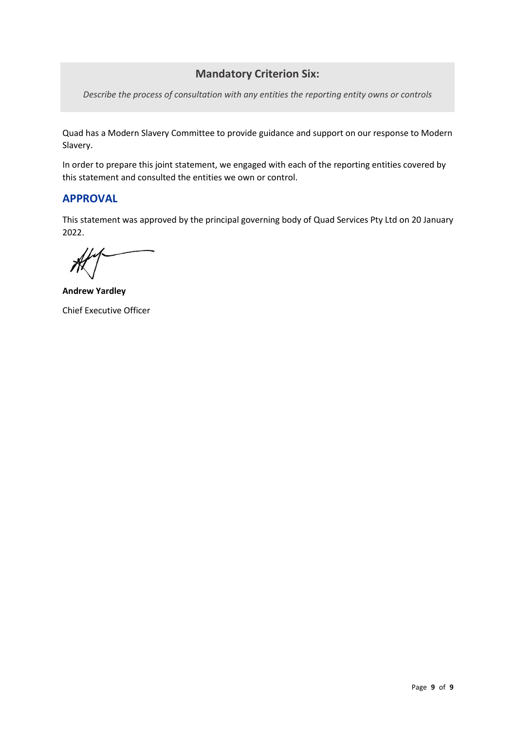## Mandatory Criterion Six:

*Describe the process of consultation with any entities the reporting entity owns or controls*

Quad has a Modern Slavery Committee to provide guidance and support on our response to Modern Slavery.

In order to prepare this joint statement, we engaged with each of the reporting entities covered by this statement and consulted the entities we own or control.

## APPROVAL

This statement was approved by the principal governing body of Quad Services Pty Ltd on 20 January 2022.

**Andrew Yardley**

Chief Executive Officer